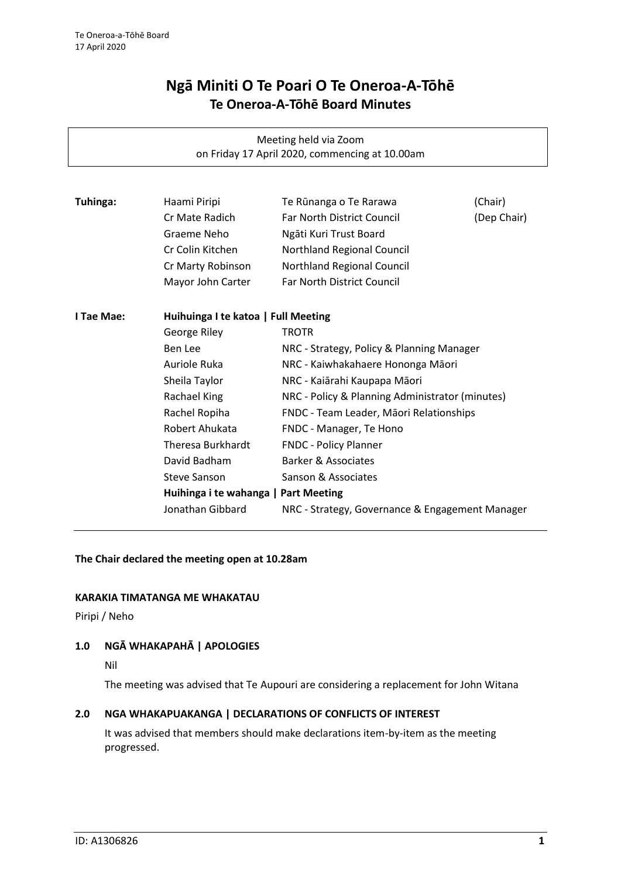# Ngā Miniti O Te Poari O Te Oneroa-A-Tōhē

## Te Oneroa-A-Tōhē Board Minutes

Meeting held via Zoom
on Friday 17 April 2020, commencing at 10.00am

| | | | |
|---|---|---|---|
| **Tuhinga:** | Haami Piripi | Te Rūnanga o Te Rarawa | (Chair) |
| | Cr Mate Radich | Far North District Council | (Dep Chair) |
| | Graeme Neho | Ngāti Kuri Trust Board | |
| | Cr Colin Kitchen | Northland Regional Council | |
| | Cr Marty Robinson | Northland Regional Council | |
| | Mayor John Carter | Far North District Council | |

| | | |
|---|---|---|
| **I Tae Mae:** | **Huihuinga I te katoa \| Full Meeting** | |
| | George Riley | TROTR |
| | Ben Lee | NRC - Strategy, Policy & Planning Manager |
| | Auriole Ruka | NRC - Kaiwhakahaere Hononga Māori |
| | Sheila Taylor | NRC - Kaiārahi Kaupapa Māori |
| | Rachael King | NRC - Policy & Planning Administrator (minutes) |
| | Rachel Ropiha | FNDC - Team Leader, Māori Relationships |
| | Robert Ahukata | FNDC - Manager, Te Hono |
| | Theresa Burkhardt | FNDC - Policy Planner |
| | David Badham | Barker & Associates |
| | Steve Sanson | Sanson & Associates |
| | **Huihinga i te wahanga \| Part Meeting** | |
| | Jonathan Gibbard | NRC - Strategy, Governance & Engagement Manager |

**The Chair declared the meeting open at 10.28am**

### KARAKIA TIMATANGA ME WHAKATAU

Piripi / Neho

### 1.0 NGĀ WHAKAPAHĀ | APOLOGIES

Nil

The meeting was advised that Te Aupouri are considering a replacement for John Witana

### 2.0 NGA WHAKAPUAKANGA | DECLARATIONS OF CONFLICTS OF INTEREST

It was advised that members should make declarations item-by-item as the meeting progressed.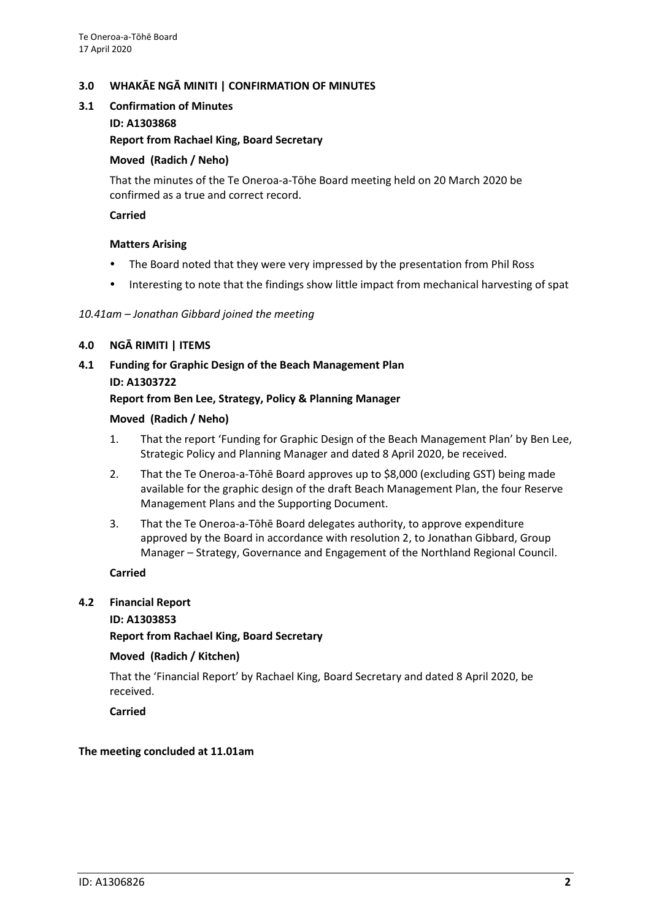## 3.0 WHAKĀE NGĀ MINITI | CONFIRMATION OF MINUTES

### 3.1 Confirmation of Minutes

**ID: A1303868**

**Report from Rachael King, Board Secretary**

**Moved (Radich / Neho)**

That the minutes of the Te Oneroa-a-Tōhe Board meeting held on 20 March 2020 be confirmed as a true and correct record.

**Carried**

**Matters Arising**

- The Board noted that they were very impressed by the presentation from Phil Ross
- Interesting to note that the findings show little impact from mechanical harvesting of spat

*10.41am – Jonathan Gibbard joined the meeting*

## 4.0 NGĀ RIMITI | ITEMS

### 4.1 Funding for Graphic Design of the Beach Management Plan

**ID: A1303722**

**Report from Ben Lee, Strategy, Policy & Planning Manager**

**Moved (Radich / Neho)**

1. That the report 'Funding for Graphic Design of the Beach Management Plan' by Ben Lee, Strategic Policy and Planning Manager and dated 8 April 2020, be received.
2. That the Te Oneroa-a-Tōhē Board approves up to $8,000 (excluding GST) being made available for the graphic design of the draft Beach Management Plan, the four Reserve Management Plans and the Supporting Document.
3. That the Te Oneroa-a-Tōhē Board delegates authority, to approve expenditure approved by the Board in accordance with resolution 2, to Jonathan Gibbard, Group Manager – Strategy, Governance and Engagement of the Northland Regional Council.

**Carried**

### 4.2 Financial Report

**ID: A1303853**

**Report from Rachael King, Board Secretary**

**Moved (Radich / Kitchen)**

That the 'Financial Report' by Rachael King, Board Secretary and dated 8 April 2020, be received.

**Carried**

**The meeting concluded at 11.01am**